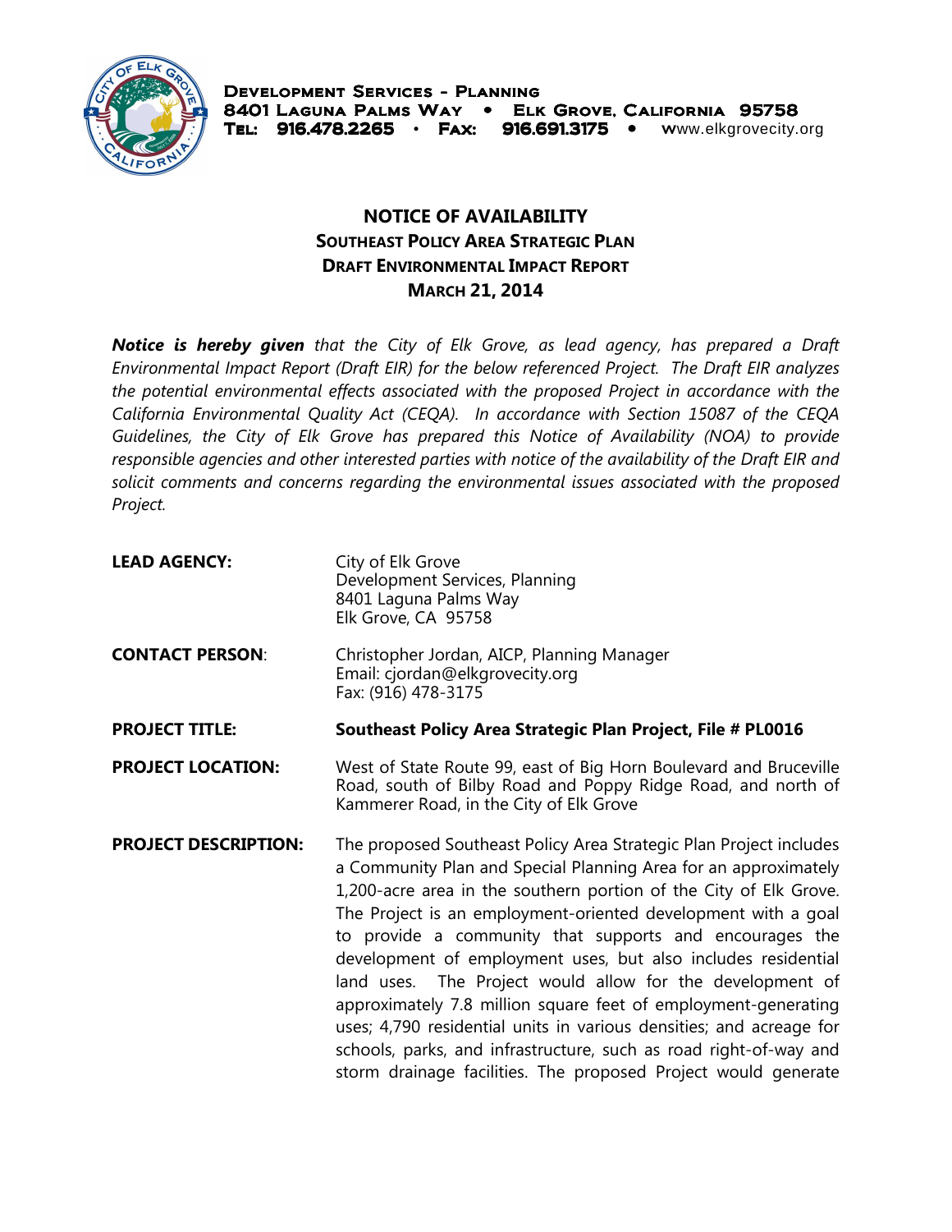**Development Services - Planning**
**8401 Laguna Palms Way • Elk Grove, California 95758**
**Tel: 916.478.2265 • Fax: 916.691.3175 •** www.elkgrovecity.org

# NOTICE OF AVAILABILITY
## Southeast Policy Area Strategic Plan
## Draft Environmental Impact Report
## March 21, 2014

***Notice is hereby given*** *that the City of Elk Grove, as lead agency, has prepared a Draft Environmental Impact Report (Draft EIR) for the below referenced Project. The Draft EIR analyzes the potential environmental effects associated with the proposed Project in accordance with the California Environmental Quality Act (CEQA). In accordance with Section 15087 of the CEQA Guidelines, the City of Elk Grove has prepared this Notice of Availability (NOA) to provide responsible agencies and other interested parties with notice of the availability of the Draft EIR and solicit comments and concerns regarding the environmental issues associated with the proposed Project.*

**LEAD AGENCY:** City of Elk Grove
Development Services, Planning
8401 Laguna Palms Way
Elk Grove, CA 95758

**CONTACT PERSON**: Christopher Jordan, AICP, Planning Manager
Email: cjordan@elkgrovecity.org
Fax: (916) 478-3175

**PROJECT TITLE:** **Southeast Policy Area Strategic Plan Project, File # PL0016**

**PROJECT LOCATION:** West of State Route 99, east of Big Horn Boulevard and Bruceville Road, south of Bilby Road and Poppy Ridge Road, and north of Kammerer Road, in the City of Elk Grove

**PROJECT DESCRIPTION:** The proposed Southeast Policy Area Strategic Plan Project includes a Community Plan and Special Planning Area for an approximately 1,200-acre area in the southern portion of the City of Elk Grove. The Project is an employment-oriented development with a goal to provide a community that supports and encourages the development of employment uses, but also includes residential land uses. The Project would allow for the development of approximately 7.8 million square feet of employment-generating uses; 4,790 residential units in various densities; and acreage for schools, parks, and infrastructure, such as road right-of-way and storm drainage facilities. The proposed Project would generate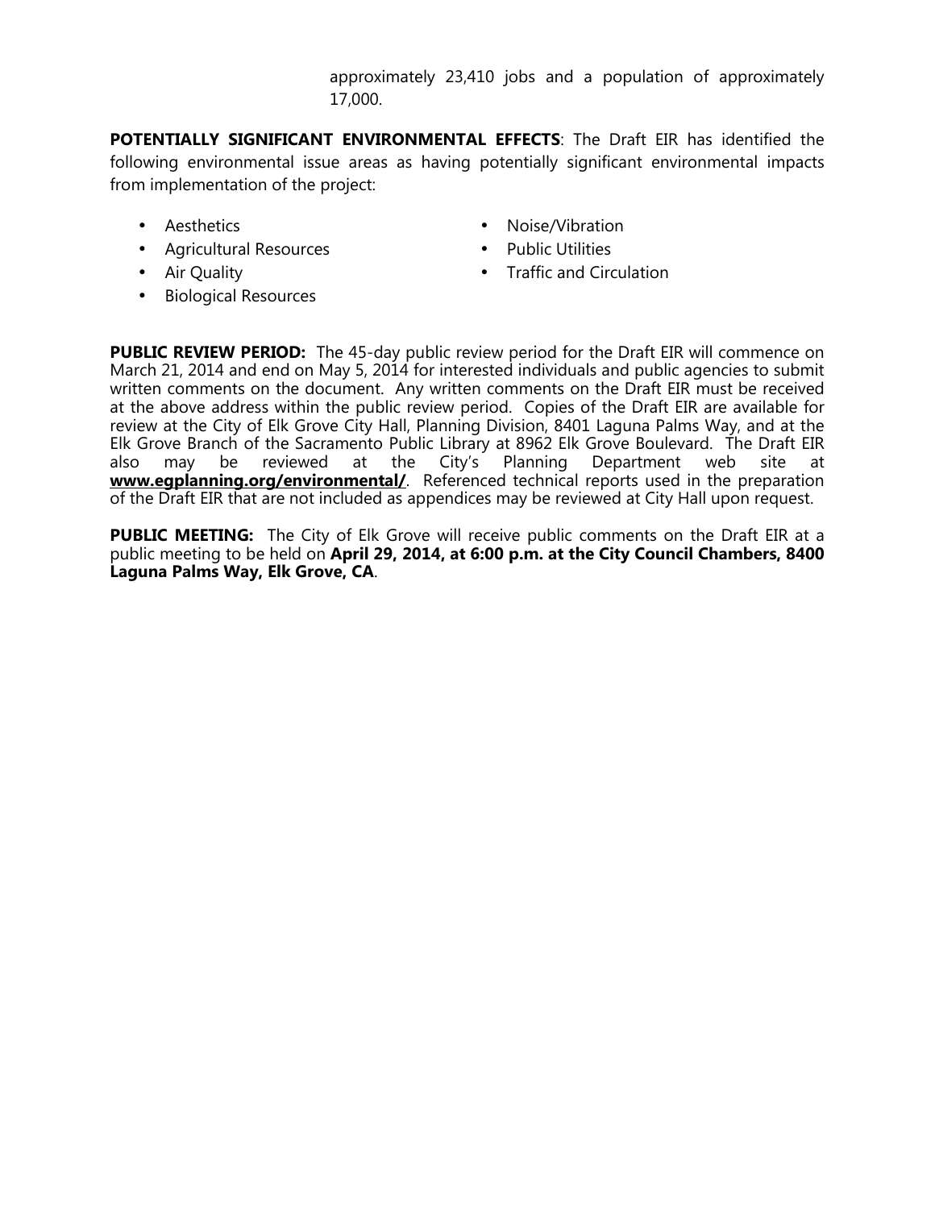approximately 23,410 jobs and a population of approximately 17,000.

**POTENTIALLY SIGNIFICANT ENVIRONMENTAL EFFECTS**: The Draft EIR has identified the following environmental issue areas as having potentially significant environmental impacts from implementation of the project:

- Aesthetics
- Agricultural Resources
- Air Quality
- Biological Resources
- Noise/Vibration
- Public Utilities
- Traffic and Circulation

**PUBLIC REVIEW PERIOD:** The 45-day public review period for the Draft EIR will commence on March 21, 2014 and end on May 5, 2014 for interested individuals and public agencies to submit written comments on the document. Any written comments on the Draft EIR must be received at the above address within the public review period. Copies of the Draft EIR are available for review at the City of Elk Grove City Hall, Planning Division, 8401 Laguna Palms Way, and at the Elk Grove Branch of the Sacramento Public Library at 8962 Elk Grove Boulevard. The Draft EIR also may be reviewed at the City's Planning Department web site at **www.egplanning.org/environmental/**. Referenced technical reports used in the preparation of the Draft EIR that are not included as appendices may be reviewed at City Hall upon request.

**PUBLIC MEETING:** The City of Elk Grove will receive public comments on the Draft EIR at a public meeting to be held on **April 29, 2014, at 6:00 p.m. at the City Council Chambers, 8400 Laguna Palms Way, Elk Grove, CA**.